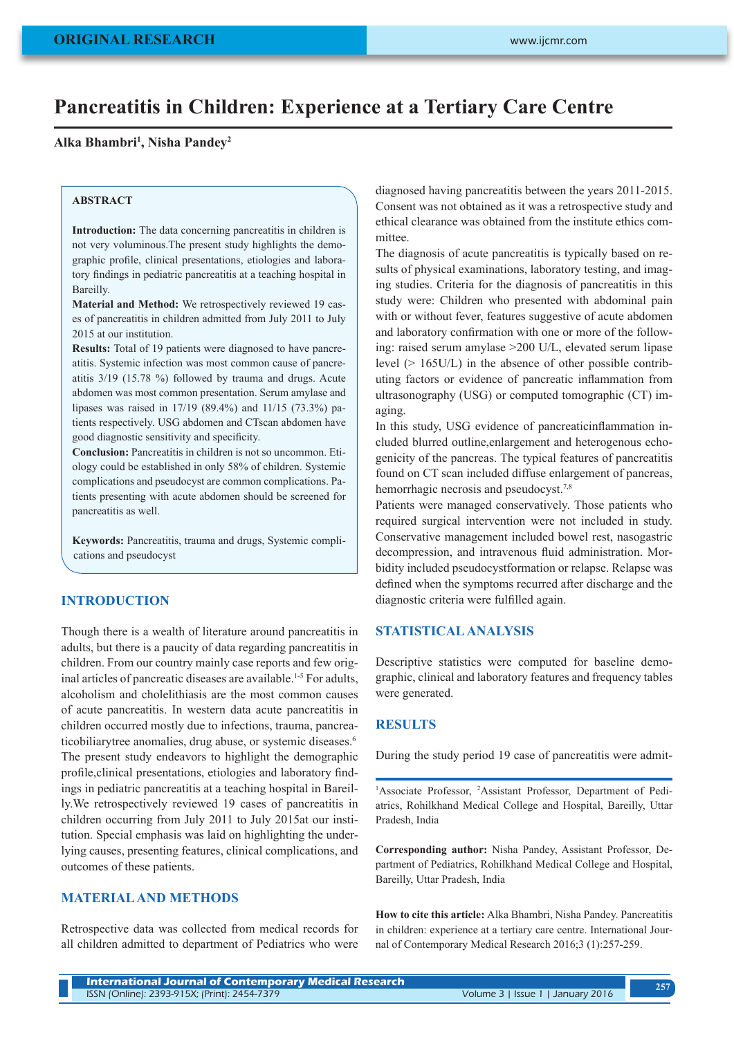ORIGINAL RESEARCH

# Pancreatitis in Children: Experience at a Tertiary Care Centre

**Alka Bhambri[1], Nisha Pandey[2]**

### ABSTRACT

**Introduction:** The data concerning pancreatitis in children is not very voluminous.The present study highlights the demographic profile, clinical presentations, etiologies and laboratory findings in pediatric pancreatitis at a teaching hospital in Bareilly.

**Material and Method:** We retrospectively reviewed 19 cases of pancreatitis in children admitted from July 2011 to July 2015 at our institution.

**Results:** Total of 19 patients were diagnosed to have pancreatitis. Systemic infection was most common cause of pancreatitis 3/19 (15.78 %) followed by trauma and drugs. Acute abdomen was most common presentation. Serum amylase and lipases was raised in 17/19 (89.4%) and 11/15 (73.3%) patients respectively. USG abdomen and CTscan abdomen have good diagnostic sensitivity and specificity.

**Conclusion:** Pancreatitis in children is not so uncommon. Etiology could be established in only 58% of children. Systemic complications and pseudocyst are common complications. Patients presenting with acute abdomen should be screened for pancreatitis as well.

**Keywords:** Pancreatitis, trauma and drugs, Systemic complications and pseudocyst

## INTRODUCTION

Though there is a wealth of literature around pancreatitis in adults, but there is a paucity of data regarding pancreatitis in children. From our country mainly case reports and few original articles of pancreatic diseases are available.[1-5] For adults, alcoholism and cholelithiasis are the most common causes of acute pancreatitis. In western data acute pancreatitis in children occurred mostly due to infections, trauma, pancreaticobiliarytree anomalies, drug abuse, or systemic diseases.[6]

The present study endeavors to highlight the demographic profile,clinical presentations, etiologies and laboratory findings in pediatric pancreatitis at a teaching hospital in Bareilly.We retrospectively reviewed 19 cases of pancreatitis in children occurring from July 2011 to July 2015at our institution. Special emphasis was laid on highlighting the underlying causes, presenting features, clinical complications, and outcomes of these patients.

## MATERIAL AND METHODS

Retrospective data was collected from medical records for all children admitted to department of Pediatrics who were diagnosed having pancreatitis between the years 2011-2015. Consent was not obtained as it was a retrospective study and ethical clearance was obtained from the institute ethics committee.

The diagnosis of acute pancreatitis is typically based on results of physical examinations, laboratory testing, and imaging studies. Criteria for the diagnosis of pancreatitis in this study were: Children who presented with abdominal pain with or without fever, features suggestive of acute abdomen and laboratory confirmation with one or more of the following: raised serum amylase >200 U/L, elevated serum lipase level (> 165U/L) in the absence of other possible contributing factors or evidence of pancreatic inflammation from ultrasonography (USG) or computed tomographic (CT) imaging.

In this study, USG evidence of pancreaticinflammation included blurred outline,enlargement and heterogenous echogenicity of the pancreas. The typical features of pancreatitis found on CT scan included diffuse enlargement of pancreas, hemorrhagic necrosis and pseudocyst.[7,8]

Patients were managed conservatively. Those patients who required surgical intervention were not included in study. Conservative management included bowel rest, nasogastric decompression, and intravenous fluid administration. Morbidity included pseudocystformation or relapse. Relapse was defined when the symptoms recurred after discharge and the diagnostic criteria were fulfilled again.

## STATISTICAL ANALYSIS

Descriptive statistics were computed for baseline demographic, clinical and laboratory features and frequency tables were generated.

## RESULTS

During the study period 19 case of pancreatitis were admit-

---

[1]Associate Professor, [2]Assistant Professor, Department of Pediatrics, Rohilkhand Medical College and Hospital, Bareilly, Uttar Pradesh, India

**Corresponding author:** Nisha Pandey, Assistant Professor, Department of Pediatrics, Rohilkhand Medical College and Hospital, Bareilly, Uttar Pradesh, India

**How to cite this article:** Alka Bhambri, Nisha Pandey. Pancreatitis in children: experience at a tertiary care centre. International Journal of Contemporary Medical Research 2016;3 (1):257-259.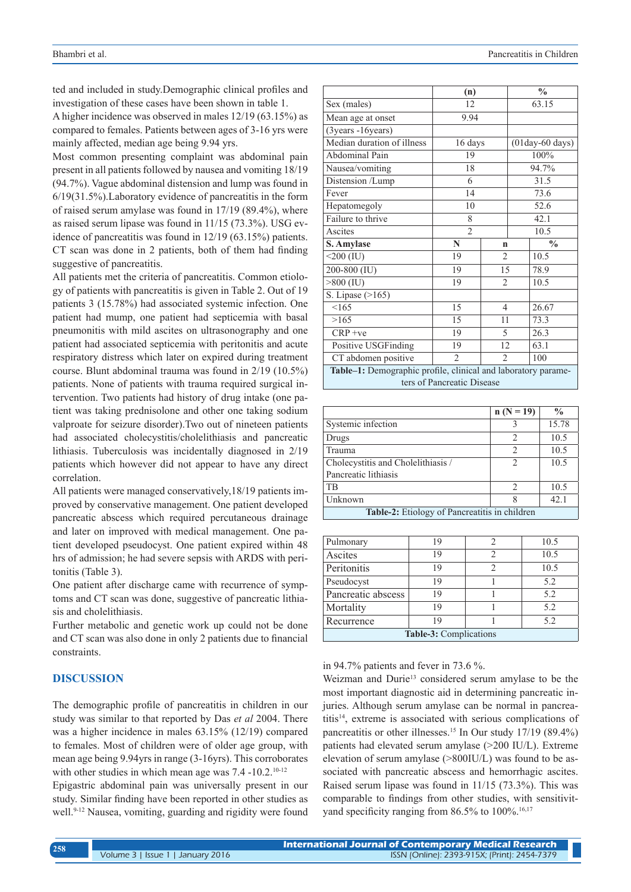ted and included in study.Demographic clinical profiles and investigation of these cases have been shown in table 1.

A higher incidence was observed in males 12/19 (63.15%) as compared to females. Patients between ages of 3-16 yrs were mainly affected, median age being 9.94 yrs.

Most common presenting complaint was abdominal pain present in all patients followed by nausea and vomiting 18/19 (94.7%). Vague abdominal distension and lump was found in 6/19(31.5%).Laboratory evidence of pancreatitis in the form of raised serum amylase was found in 17/19 (89.4%), where as raised serum lipase was found in 11/15 (73.3%). USG evidence of pancreatitis was found in 12/19 (63.15%) patients. CT scan was done in 2 patients, both of them had finding suggestive of pancreatitis.

All patients met the criteria of pancreatitis. Common etiology of patients with pancreatitis is given in Table 2. Out of 19 patients 3 (15.78%) had associated systemic infection. One patient had mump, one patient had septicemia with basal pneumonitis with mild ascites on ultrasonography and one patient had associated septicemia with peritonitis and acute respiratory distress which later on expired during treatment course. Blunt abdominal trauma was found in 2/19 (10.5%) patients. None of patients with trauma required surgical intervention. Two patients had history of drug intake (one patient was taking prednisolone and other one taking sodium valproate for seizure disorder).Two out of nineteen patients had associated cholecystitis/cholelithiasis and pancreatic lithiasis. Tuberculosis was incidentally diagnosed in 2/19 patients which however did not appear to have any direct correlation.

All patients were managed conservatively,18/19 patients improved by conservative management. One patient developed pancreatic abscess which required percutaneous drainage and later on improved with medical management. One patient developed pseudocyst. One patient expired within 48 hrs of admission; he had severe sepsis with ARDS with peritonitis (Table 3).

One patient after discharge came with recurrence of symptoms and CT scan was done, suggestive of pancreatic lithiasis and cholelithiasis.

Further metabolic and genetic work up could not be done and CT scan was also done in only 2 patients due to financial constraints.

| | (n) | | % |
|---|---|---|---|
| Sex (males) | 12 | | 63.15 |
| Mean age at onset | 9.94 | | |
| (3years -16years) | | | |
| Median duration of illness | 16 days | | (01day-60 days) |
| Abdominal Pain | 19 | | 100% |
| Nausea/vomiting | 18 | | 94.7% |
| Distension /Lump | 6 | | 31.5 |
| Fever | 14 | | 73.6 |
| Hepatomegoly | 10 | | 52.6 |
| Failure to thrive | 8 | | 42.1 |
| Ascites | 2 | | 10.5 |
| **S. Amylase** | **N** | **n** | **%** |
| <200 (IU) | 19 | 2 | 10.5 |
| 200-800 (IU) | 19 | 15 | 78.9 |
| >800 (IU) | 19 | 2 | 10.5 |
| S. Lipase (>165) | | | |
| <165 | 15 | 4 | 26.67 |
| >165 | 15 | 11 | 73.3 |
| CRP +ve | 19 | 5 | 26.3 |
| Positive USGFinding | 19 | 12 | 63.1 |
| CT abdomen positive | 2 | 2 | 100 |

**Table–1:** Demographic profile, clinical and laboratory parameters of Pancreatic Disease

| | n (N = 19) | % |
|---|---|---|
| Systemic infection | 3 | 15.78 |
| Drugs | 2 | 10.5 |
| Trauma | 2 | 10.5 |
| Cholecystitis and Cholelithiasis / Pancreatic lithiasis | 2 | 10.5 |
| TB | 2 | 10.5 |
| Unknown | 8 | 42.1 |

**Table-2:** Etiology of Pancreatitis in children

| | | | |
|---|---|---|---|
| Pulmonary | 19 | 2 | 10.5 |
| Ascites | 19 | 2 | 10.5 |
| Peritonitis | 19 | 2 | 10.5 |
| Pseudocyst | 19 | 1 | 5.2 |
| Pancreatic abscess | 19 | 1 | 5.2 |
| Mortality | 19 | 1 | 5.2 |
| Recurrence | 19 | 1 | 5.2 |

**Table-3:** Complications

## DISCUSSION

The demographic profile of pancreatitis in children in our study was similar to that reported by Das *et al* 2004. There was a higher incidence in males 63.15% (12/19) compared to females. Most of children were of older age group, with mean age being 9.94yrs in range (3-16yrs). This corroborates with other studies in which mean age was 7.4 -10.2.[10-12]

Epigastric abdominal pain was universally present in our study. Similar finding have been reported in other studies as well.[9-12] Nausea, vomiting, guarding and rigidity were found in 94.7% patients and fever in 73.6 %.

Weizman and Durie[13] considered serum amylase to be the most important diagnostic aid in determining pancreatic injuries. Although serum amylase can be normal in pancreatitis[14], extreme is associated with serious complications of pancreatitis or other illnesses.[15] In Our study 17/19 (89.4%) patients had elevated serum amylase (>200 IU/L). Extreme elevation of serum amylase (>800IU/L) was found to be associated with pancreatic abscess and hemorrhagic ascites. Raised serum lipase was found in 11/15 (73.3%). This was comparable to findings from other studies, with sensitivityand specificity ranging from 86.5% to 100%.[16,17]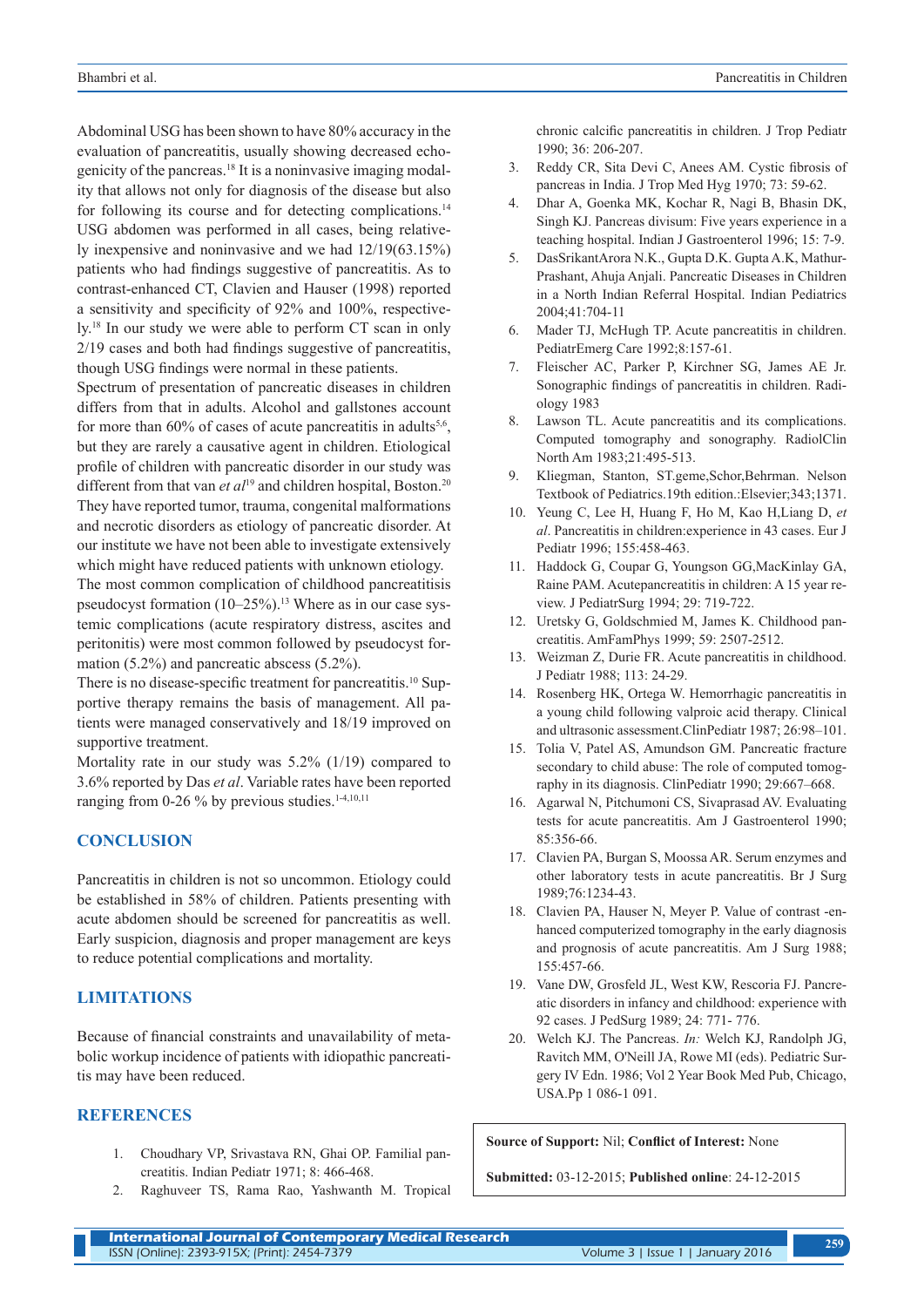Abdominal USG has been shown to have 80% accuracy in the evaluation of pancreatitis, usually showing decreased echogenicity of the pancreas.[18] It is a noninvasive imaging modality that allows not only for diagnosis of the disease but also for following its course and for detecting complications.[14] USG abdomen was performed in all cases, being relatively inexpensive and noninvasive and we had 12/19(63.15%) patients who had findings suggestive of pancreatitis. As to contrast-enhanced CT, Clavien and Hauser (1998) reported a sensitivity and specificity of 92% and 100%, respectively.[18] In our study we were able to perform CT scan in only 2/19 cases and both had findings suggestive of pancreatitis, though USG findings were normal in these patients.

Spectrum of presentation of pancreatic diseases in children differs from that in adults. Alcohol and gallstones account for more than 60% of cases of acute pancreatitis in adults[5,6], but they are rarely a causative agent in children. Etiological profile of children with pancreatic disorder in our study was different from that van *et al*[19] and children hospital, Boston.[20] They have reported tumor, trauma, congenital malformations and necrotic disorders as etiology of pancreatic disorder. At our institute we have not been able to investigate extensively which might have reduced patients with unknown etiology.

The most common complication of childhood pancreatitisis pseudocyst formation (10–25%).[13] Where as in our case systemic complications (acute respiratory distress, ascites and peritonitis) were most common followed by pseudocyst formation (5.2%) and pancreatic abscess (5.2%).

There is no disease-specific treatment for pancreatitis.[10] Supportive therapy remains the basis of management. All patients were managed conservatively and 18/19 improved on supportive treatment.

Mortality rate in our study was 5.2% (1/19) compared to 3.6% reported by Das *et al*. Variable rates have been reported ranging from 0-26 % by previous studies.[1-4,10,11]

## CONCLUSION

Pancreatitis in children is not so uncommon. Etiology could be established in 58% of children. Patients presenting with acute abdomen should be screened for pancreatitis as well. Early suspicion, diagnosis and proper management are keys to reduce potential complications and mortality.

## LIMITATIONS

Because of financial constraints and unavailability of metabolic workup incidence of patients with idiopathic pancreatitis may have been reduced.

## REFERENCES

1. Choudhary VP, Srivastava RN, Ghai OP. Familial pancreatitis. Indian Pediatr 1971; 8: 466-468.
2. Raghuveer TS, Rama Rao, Yashwanth M. Tropical chronic calcific pancreatitis in children. J Trop Pediatr 1990; 36: 206-207.
3. Reddy CR, Sita Devi C, Anees AM. Cystic fibrosis of pancreas in India. J Trop Med Hyg 1970; 73: 59-62.
4. Dhar A, Goenka MK, Kochar R, Nagi B, Bhasin DK, Singh KJ. Pancreas divisum: Five years experience in a teaching hospital. Indian J Gastroenterol 1996; 15: 7-9.
5. DasSrikantArora N.K., Gupta D.K. Gupta A.K, Mathur-Prashant, Ahuja Anjali. Pancreatic Diseases in Children in a North Indian Referral Hospital. Indian Pediatrics 2004;41:704-11
6. Mader TJ, McHugh TP. Acute pancreatitis in children. PediatrEmerg Care 1992;8:157-61.
7. Fleischer AC, Parker P, Kirchner SG, James AE Jr. Sonographic findings of pancreatitis in children. Radiology 1983
8. Lawson TL. Acute pancreatitis and its complications. Computed tomography and sonography. RadiolClin North Am 1983;21:495-513.
9. Kliegman, Stanton, ST.geme,Schor,Behrman. Nelson Textbook of Pediatrics.19th edition.:Elsevier;343;1371.
10. Yeung C, Lee H, Huang F, Ho M, Kao H,Liang D, *et al*. Pancreatitis in children:experience in 43 cases. Eur J Pediatr 1996; 155:458-463.
11. Haddock G, Coupar G, Youngson GG,MacKinlay GA, Raine PAM. Acutepancreatitis in children: A 15 year review. J PediatrSurg 1994; 29: 719-722.
12. Uretsky G, Goldschmied M, James K. Childhood pancreatitis. AmFamPhys 1999; 59: 2507-2512.
13. Weizman Z, Durie FR. Acute pancreatitis in childhood. J Pediatr 1988; 113: 24-29.
14. Rosenberg HK, Ortega W. Hemorrhagic pancreatitis in a young child following valproic acid therapy. Clinical and ultrasonic assessment.ClinPediatr 1987; 26:98–101.
15. Tolia V, Patel AS, Amundson GM. Pancreatic fracture secondary to child abuse: The role of computed tomography in its diagnosis. ClinPediatr 1990; 29:667–668.
16. Agarwal N, Pitchumoni CS, Sivaprasad AV. Evaluating tests for acute pancreatitis. Am J Gastroenterol 1990; 85:356-66.
17. Clavien PA, Burgan S, Moossa AR. Serum enzymes and other laboratory tests in acute pancreatitis. Br J Surg 1989;76:1234-43.
18. Clavien PA, Hauser N, Meyer P. Value of contrast -enhanced computerized tomography in the early diagnosis and prognosis of acute pancreatitis. Am J Surg 1988; 155:457-66.
19. Vane DW, Grosfeld JL, West KW, Rescoria FJ. Pancreatic disorders in infancy and childhood: experience with 92 cases. J PedSurg 1989; 24: 771- 776.
20. Welch KJ. The Pancreas. *In:* Welch KJ, Randolph JG, Ravitch MM, O'Neill JA, Rowe MI (eds). Pediatric Surgery IV Edn. 1986; Vol 2 Year Book Med Pub, Chicago, USA.Pp 1 086-1 091.

**Source of Support:** Nil; **Conflict of Interest:** None

**Submitted:** 03-12-2015; **Published online**: 24-12-2015